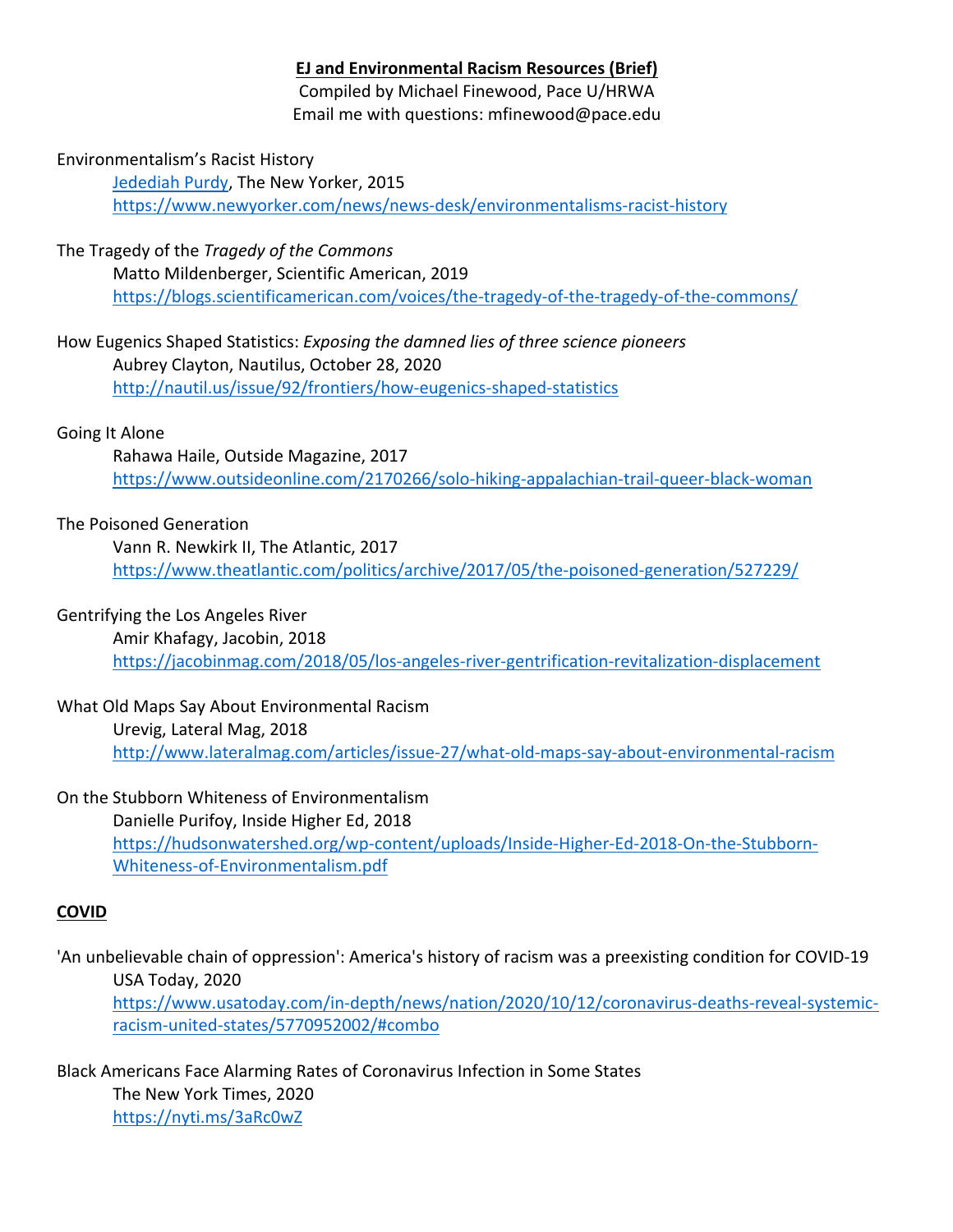**EJ and Environmental Racism Resources (Brief)**

Compiled by Michael Finewood, Pace U/HRWA

Email me with questions: mfinewood@pace.edu

Environmentalism's Racist History

Jedediah Purdy, The New Yorker, 2015

https://www.newyorker.com/news/news-desk/environmentalisms-racist-history

The Tragedy of the *Tragedy of the Commons*

Matto Mildenberger, Scientific American, 2019

https://blogs.scientificamerican.com/voices/the-tragedy-of-the-tragedy-of-the-commons/

How Eugenics Shaped Statistics: *Exposing the damned lies of three science pioneers*

Aubrey Clayton, Nautilus, October 28, 2020

http://nautil.us/issue/92/frontiers/how-eugenics-shaped-statistics

Going It Alone

Rahawa Haile, Outside Magazine, 2017

https://www.outsideonline.com/2170266/solo-hiking-appalachian-trail-queer-black-woman

The Poisoned Generation

Vann R. Newkirk II, The Atlantic, 2017

https://www.theatlantic.com/politics/archive/2017/05/the-poisoned-generation/527229/

Gentrifying the Los Angeles River

Amir Khafagy, Jacobin, 2018

https://jacobinmag.com/2018/05/los-angeles-river-gentrification-revitalization-displacement

What Old Maps Say About Environmental Racism

Urevig, Lateral Mag, 2018

http://www.lateralmag.com/articles/issue-27/what-old-maps-say-about-environmental-racism

On the Stubborn Whiteness of Environmentalism

Danielle Purifoy, Inside Higher Ed, 2018

https://hudsonwatershed.org/wp-content/uploads/Inside-Higher-Ed-2018-On-the-Stubborn-Whiteness-of-Environmentalism.pdf

**COVID**

'An unbelievable chain of oppression': America's history of racism was a preexisting condition for COVID-19

USA Today, 2020

https://www.usatoday.com/in-depth/news/nation/2020/10/12/coronavirus-deaths-reveal-systemic-racism-united-states/5770952002/#combo

Black Americans Face Alarming Rates of Coronavirus Infection in Some States

The New York Times, 2020

https://nyti.ms/3aRc0wZ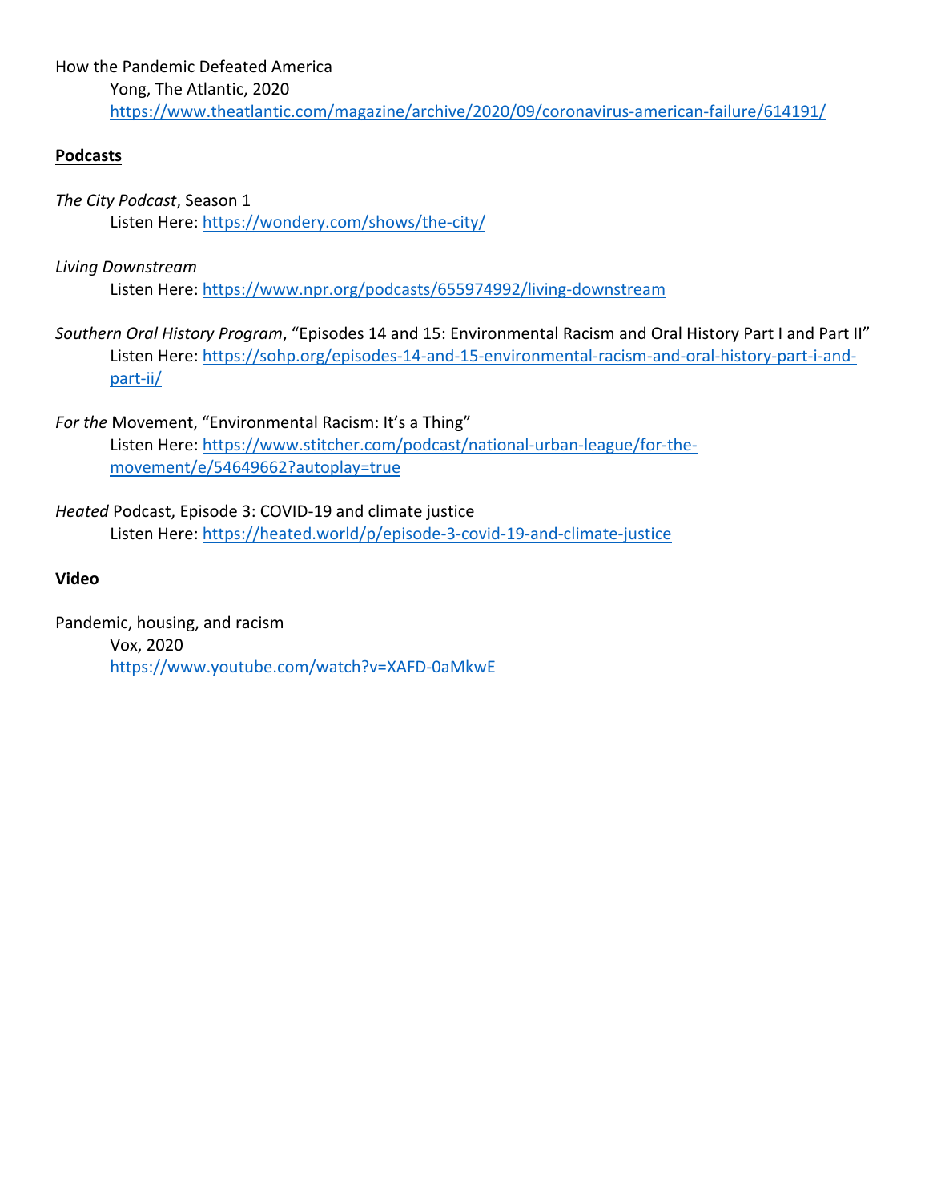How the Pandemic Defeated America

Yong, The Atlantic, 2020

https://www.theatlantic.com/magazine/archive/2020/09/coronavirus-american-failure/614191/

**Podcasts**

*The City Podcast*, Season 1

Listen Here: https://wondery.com/shows/the-city/

*Living Downstream*

Listen Here: https://www.npr.org/podcasts/655974992/living-downstream

*Southern Oral History Program*, "Episodes 14 and 15: Environmental Racism and Oral History Part I and Part II"

Listen Here: https://sohp.org/episodes-14-and-15-environmental-racism-and-oral-history-part-i-and-part-ii/

*For the* Movement, "Environmental Racism: It's a Thing"

Listen Here: https://www.stitcher.com/podcast/national-urban-league/for-the-movement/e/54649662?autoplay=true

*Heated* Podcast, Episode 3: COVID-19 and climate justice

Listen Here: https://heated.world/p/episode-3-covid-19-and-climate-justice

**Video**

Pandemic, housing, and racism

Vox, 2020

https://www.youtube.com/watch?v=XAFD-0aMkwE